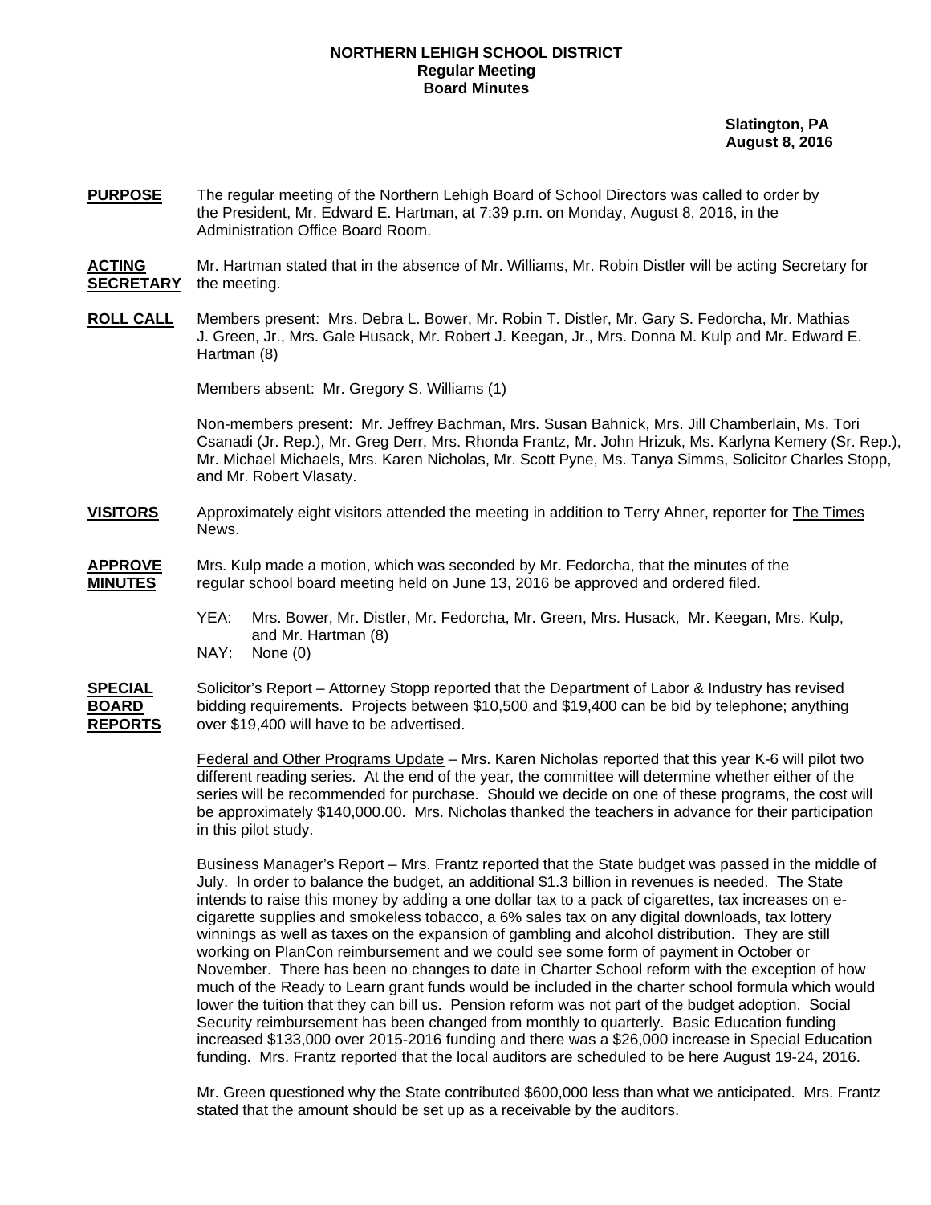**NORTHERN LEHIGH SCHOOL DISTRICT**
**Regular Meeting**
**Board Minutes**

**Slatington, PA**
**August 8, 2016**

**PURPOSE** The regular meeting of the Northern Lehigh Board of School Directors was called to order by the President, Mr. Edward E. Hartman, at 7:39 p.m. on Monday, August 8, 2016, in the Administration Office Board Room.

**ACTING SECRETARY** Mr. Hartman stated that in the absence of Mr. Williams, Mr. Robin Distler will be acting Secretary for the meeting.

**ROLL CALL** Members present: Mrs. Debra L. Bower, Mr. Robin T. Distler, Mr. Gary S. Fedorcha, Mr. Mathias J. Green, Jr., Mrs. Gale Husack, Mr. Robert J. Keegan, Jr., Mrs. Donna M. Kulp and Mr. Edward E. Hartman (8)

Members absent: Mr. Gregory S. Williams (1)

Non-members present: Mr. Jeffrey Bachman, Mrs. Susan Bahnick, Mrs. Jill Chamberlain, Ms. Tori Csanadi (Jr. Rep.), Mr. Greg Derr, Mrs. Rhonda Frantz, Mr. John Hrizuk, Ms. Karlyna Kemery (Sr. Rep.), Mr. Michael Michaels, Mrs. Karen Nicholas, Mr. Scott Pyne, Ms. Tanya Simms, Solicitor Charles Stopp, and Mr. Robert Vlasaty.

**VISITORS** Approximately eight visitors attended the meeting in addition to Terry Ahner, reporter for The Times News.

**APPROVE MINUTES** Mrs. Kulp made a motion, which was seconded by Mr. Fedorcha, that the minutes of the regular school board meeting held on June 13, 2016 be approved and ordered filed.

YEA: Mrs. Bower, Mr. Distler, Mr. Fedorcha, Mr. Green, Mrs. Husack, Mr. Keegan, Mrs. Kulp, and Mr. Hartman (8)
NAY: None (0)

**SPECIAL BOARD REPORTS** Solicitor's Report – Attorney Stopp reported that the Department of Labor & Industry has revised bidding requirements. Projects between $10,500 and $19,400 can be bid by telephone; anything over $19,400 will have to be advertised.

Federal and Other Programs Update – Mrs. Karen Nicholas reported that this year K-6 will pilot two different reading series. At the end of the year, the committee will determine whether either of the series will be recommended for purchase. Should we decide on one of these programs, the cost will be approximately $140,000.00. Mrs. Nicholas thanked the teachers in advance for their participation in this pilot study.

Business Manager's Report – Mrs. Frantz reported that the State budget was passed in the middle of July. In order to balance the budget, an additional $1.3 billion in revenues is needed. The State intends to raise this money by adding a one dollar tax to a pack of cigarettes, tax increases on e-cigarette supplies and smokeless tobacco, a 6% sales tax on any digital downloads, tax lottery winnings as well as taxes on the expansion of gambling and alcohol distribution. They are still working on PlanCon reimbursement and we could see some form of payment in October or November. There has been no changes to date in Charter School reform with the exception of how much of the Ready to Learn grant funds would be included in the charter school formula which would lower the tuition that they can bill us. Pension reform was not part of the budget adoption. Social Security reimbursement has been changed from monthly to quarterly. Basic Education funding increased $133,000 over 2015-2016 funding and there was a $26,000 increase in Special Education funding. Mrs. Frantz reported that the local auditors are scheduled to be here August 19-24, 2016.

Mr. Green questioned why the State contributed $600,000 less than what we anticipated. Mrs. Frantz stated that the amount should be set up as a receivable by the auditors.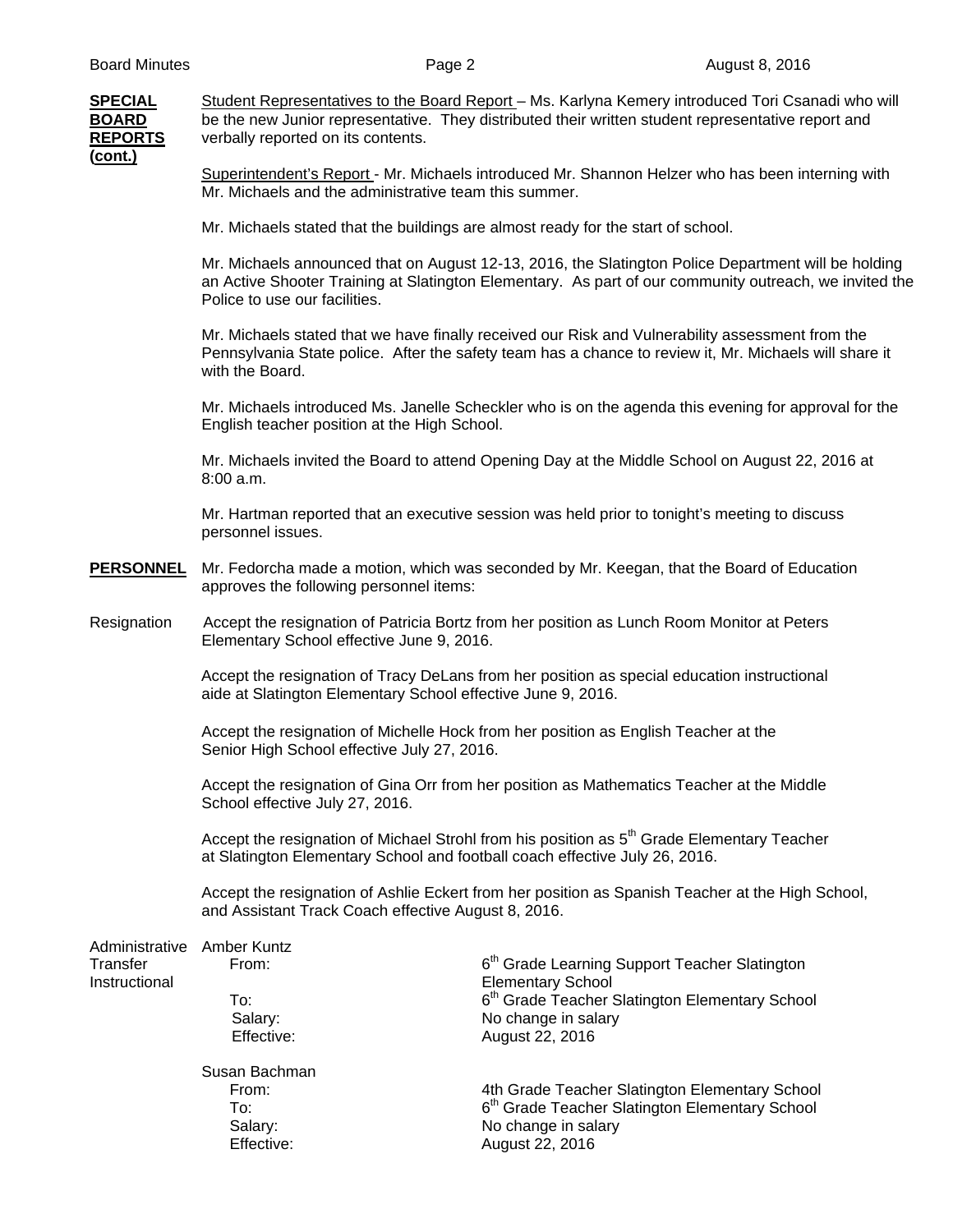**SPECIAL BOARD REPORTS (cont.)**

Student Representatives to the Board Report – Ms. Karlyna Kemery introduced Tori Csanadi who will be the new Junior representative. They distributed their written student representative report and verbally reported on its contents.

Superintendent's Report - Mr. Michaels introduced Mr. Shannon Helzer who has been interning with Mr. Michaels and the administrative team this summer.

Mr. Michaels stated that the buildings are almost ready for the start of school.

Mr. Michaels announced that on August 12-13, 2016, the Slatington Police Department will be holding an Active Shooter Training at Slatington Elementary. As part of our community outreach, we invited the Police to use our facilities.

Mr. Michaels stated that we have finally received our Risk and Vulnerability assessment from the Pennsylvania State police. After the safety team has a chance to review it, Mr. Michaels will share it with the Board.

Mr. Michaels introduced Ms. Janelle Scheckler who is on the agenda this evening for approval for the English teacher position at the High School.

Mr. Michaels invited the Board to attend Opening Day at the Middle School on August 22, 2016 at 8:00 a.m.

Mr. Hartman reported that an executive session was held prior to tonight's meeting to discuss personnel issues.

**PERSONNEL**

Mr. Fedorcha made a motion, which was seconded by Mr. Keegan, that the Board of Education approves the following personnel items:

Resignation

Accept the resignation of Patricia Bortz from her position as Lunch Room Monitor at Peters Elementary School effective June 9, 2016.

Accept the resignation of Tracy DeLans from her position as special education instructional aide at Slatington Elementary School effective June 9, 2016.

Accept the resignation of Michelle Hock from her position as English Teacher at the Senior High School effective July 27, 2016.

Accept the resignation of Gina Orr from her position as Mathematics Teacher at the Middle School effective July 27, 2016.

Accept the resignation of Michael Strohl from his position as 5th Grade Elementary Teacher at Slatington Elementary School and football coach effective July 26, 2016.

Accept the resignation of Ashlie Eckert from her position as Spanish Teacher at the High School, and Assistant Track Coach effective August 8, 2016.

Administrative Transfer Instructional

Amber Kuntz
- From: 6th Grade Learning Support Teacher Slatington Elementary School
- To: 6th Grade Teacher Slatington Elementary School
- Salary: No change in salary
- Effective: August 22, 2016

Susan Bachman
- From: 4th Grade Teacher Slatington Elementary School
- To: 6th Grade Teacher Slatington Elementary School
- Salary: No change in salary
- Effective: August 22, 2016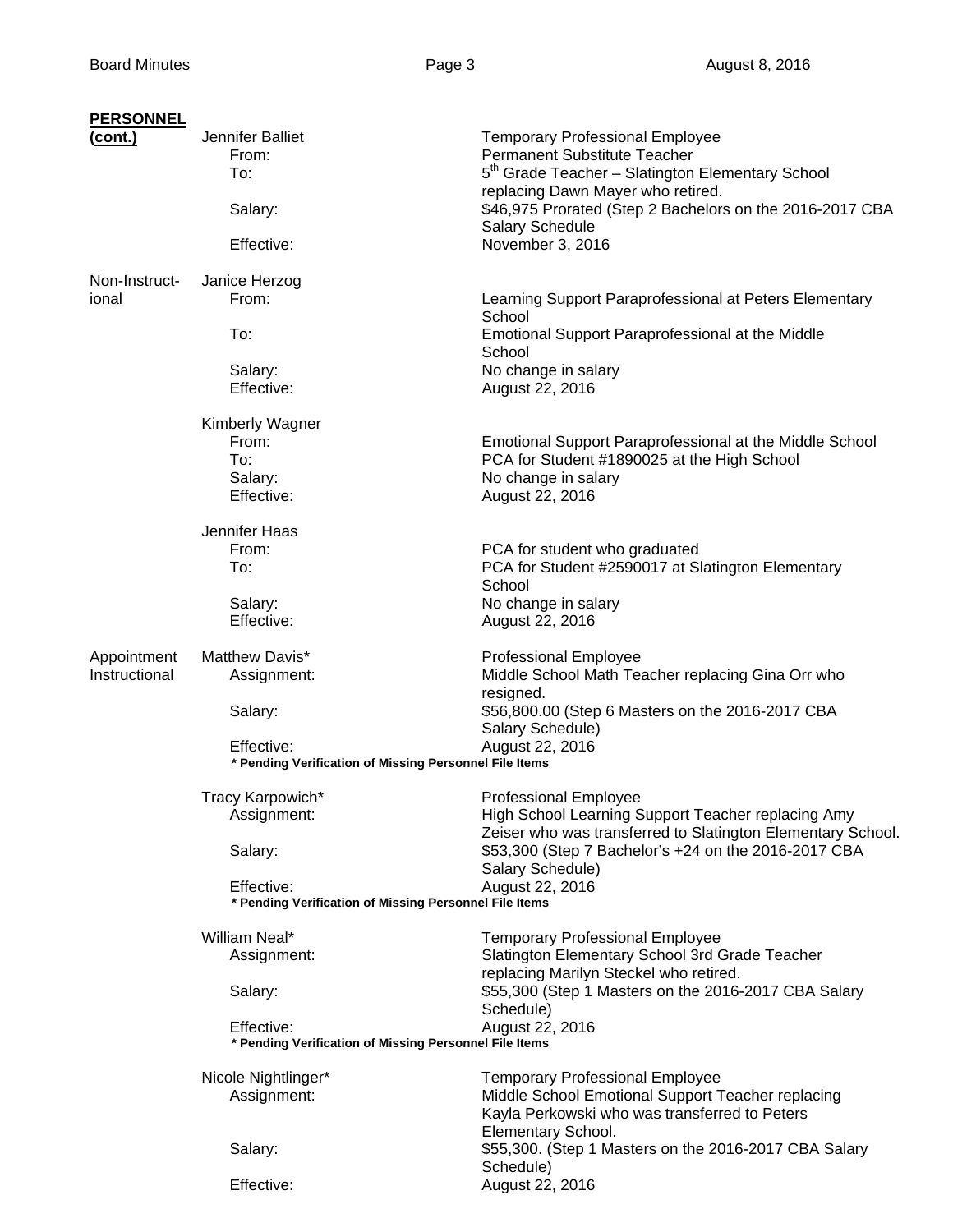**PERSONNEL (cont.)**

Jennifer Balliet — Temporary Professional Employee
- From: Permanent Substitute Teacher
- To: 5th Grade Teacher – Slatington Elementary School replacing Dawn Mayer who retired.
- Salary: $46,975 Prorated (Step 2 Bachelors on the 2016-2017 CBA Salary Schedule
- Effective: November 3, 2016

**Non-Instructional**

Janice Herzog
- From: Learning Support Paraprofessional at Peters Elementary School
- To: Emotional Support Paraprofessional at the Middle School
- Salary: No change in salary
- Effective: August 22, 2016

Kimberly Wagner
- From: Emotional Support Paraprofessional at the Middle School
- To: PCA for Student #1890025 at the High School
- Salary: No change in salary
- Effective: August 22, 2016

Jennifer Haas
- From: PCA for student who graduated
- To: PCA for Student #2590017 at Slatington Elementary School
- Salary: No change in salary
- Effective: August 22, 2016

**Appointment Instructional**

Matthew Davis* — Professional Employee
- Assignment: Middle School Math Teacher replacing Gina Orr who resigned.
- Salary: $56,800.00 (Step 6 Masters on the 2016-2017 CBA Salary Schedule)
- Effective: August 22, 2016

**\* Pending Verification of Missing Personnel File Items**

Tracy Karpowich* — Professional Employee
- Assignment: High School Learning Support Teacher replacing Amy Zeiser who was transferred to Slatington Elementary School.
- Salary: $53,300 (Step 7 Bachelor's +24 on the 2016-2017 CBA Salary Schedule)
- Effective: August 22, 2016

**\* Pending Verification of Missing Personnel File Items**

William Neal* — Temporary Professional Employee
- Assignment: Slatington Elementary School 3rd Grade Teacher replacing Marilyn Steckel who retired.
- Salary: $55,300 (Step 1 Masters on the 2016-2017 CBA Salary Schedule)
- Effective: August 22, 2016

**\* Pending Verification of Missing Personnel File Items**

Nicole Nightlinger* — Temporary Professional Employee
- Assignment: Middle School Emotional Support Teacher replacing Kayla Perkowski who was transferred to Peters Elementary School.
- Salary: $55,300. (Step 1 Masters on the 2016-2017 CBA Salary Schedule)
- Effective: August 22, 2016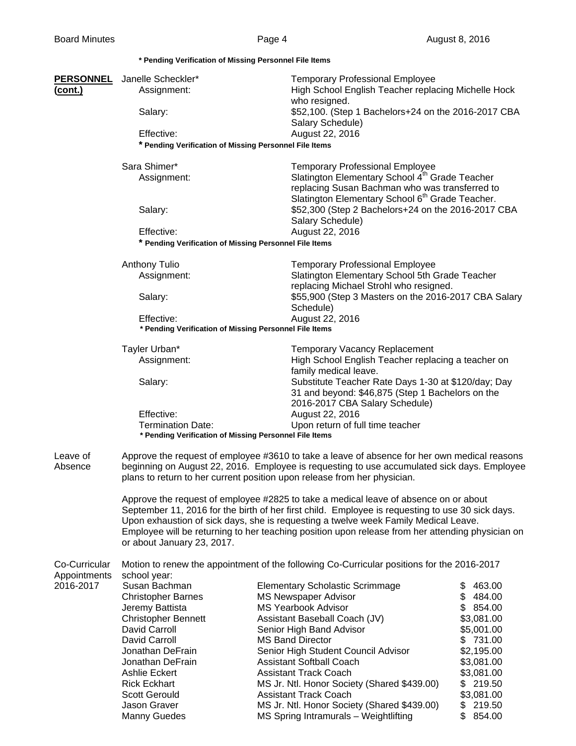*** Pending Verification of Missing Personnel File Items**

**PERSONNEL (cont.)**

Janelle Scheckler* — Temporary Professional Employee
- Assignment: High School English Teacher replacing Michelle Hock who resigned.
- Salary: $52,100. (Step 1 Bachelors+24 on the 2016-2017 CBA Salary Schedule)
- Effective: August 22, 2016

*** Pending Verification of Missing Personnel File Items**

Sara Shimer* — Temporary Professional Employee
- Assignment: Slatington Elementary School 4th Grade Teacher replacing Susan Bachman who was transferred to Slatington Elementary School 6th Grade Teacher.
- Salary: $52,300 (Step 2 Bachelors+24 on the 2016-2017 CBA Salary Schedule)
- Effective: August 22, 2016

*** Pending Verification of Missing Personnel File Items**

Anthony Tulio — Temporary Professional Employee
- Assignment: Slatington Elementary School 5th Grade Teacher replacing Michael Strohl who resigned.
- Salary: $55,900 (Step 3 Masters on the 2016-2017 CBA Salary Schedule)
- Effective: August 22, 2016

*** Pending Verification of Missing Personnel File Items**

Tayler Urban* — Temporary Vacancy Replacement
- Assignment: High School English Teacher replacing a teacher on family medical leave.
- Salary: Substitute Teacher Rate Days 1-30 at $120/day; Day 31 and beyond: $46,875 (Step 1 Bachelors on the 2016-2017 CBA Salary Schedule)
- Effective: August 22, 2016
- Termination Date: Upon return of full time teacher

*** Pending Verification of Missing Personnel File Items**

**Leave of Absence**

Approve the request of employee #3610 to take a leave of absence for her own medical reasons beginning on August 22, 2016. Employee is requesting to use accumulated sick days. Employee plans to return to her current position upon release from her physician.

Approve the request of employee #2825 to take a medical leave of absence on or about September 11, 2016 for the birth of her first child. Employee is requesting to use 30 sick days. Upon exhaustion of sick days, she is requesting a twelve week Family Medical Leave. Employee will be returning to her teaching position upon release from her attending physician on or about January 23, 2017.

**Co-Curricular Appointments 2016-2017**

Motion to renew the appointment of the following Co-Curricular positions for the 2016-2017 school year:

| Name | Position | Amount |
|---|---|---|
| Susan Bachman | Elementary Scholastic Scrimmage | $ 463.00 |
| Christopher Barnes | MS Newspaper Advisor | $ 484.00 |
| Jeremy Battista | MS Yearbook Advisor | $ 854.00 |
| Christopher Bennett | Assistant Baseball Coach (JV) | $3,081.00 |
| David Carroll | Senior High Band Advisor | $5,001.00 |
| David Carroll | MS Band Director | $ 731.00 |
| Jonathan DeFrain | Senior High Student Council Advisor | $2,195.00 |
| Jonathan DeFrain | Assistant Softball Coach | $3,081.00 |
| Ashlie Eckert | Assistant Track Coach | $3,081.00 |
| Rick Eckhart | MS Jr. Ntl. Honor Society (Shared $439.00) | $ 219.50 |
| Scott Gerould | Assistant Track Coach | $3,081.00 |
| Jason Graver | MS Jr. Ntl. Honor Society (Shared $439.00) | $ 219.50 |
| Manny Guedes | MS Spring Intramurals – Weightlifting | $ 854.00 |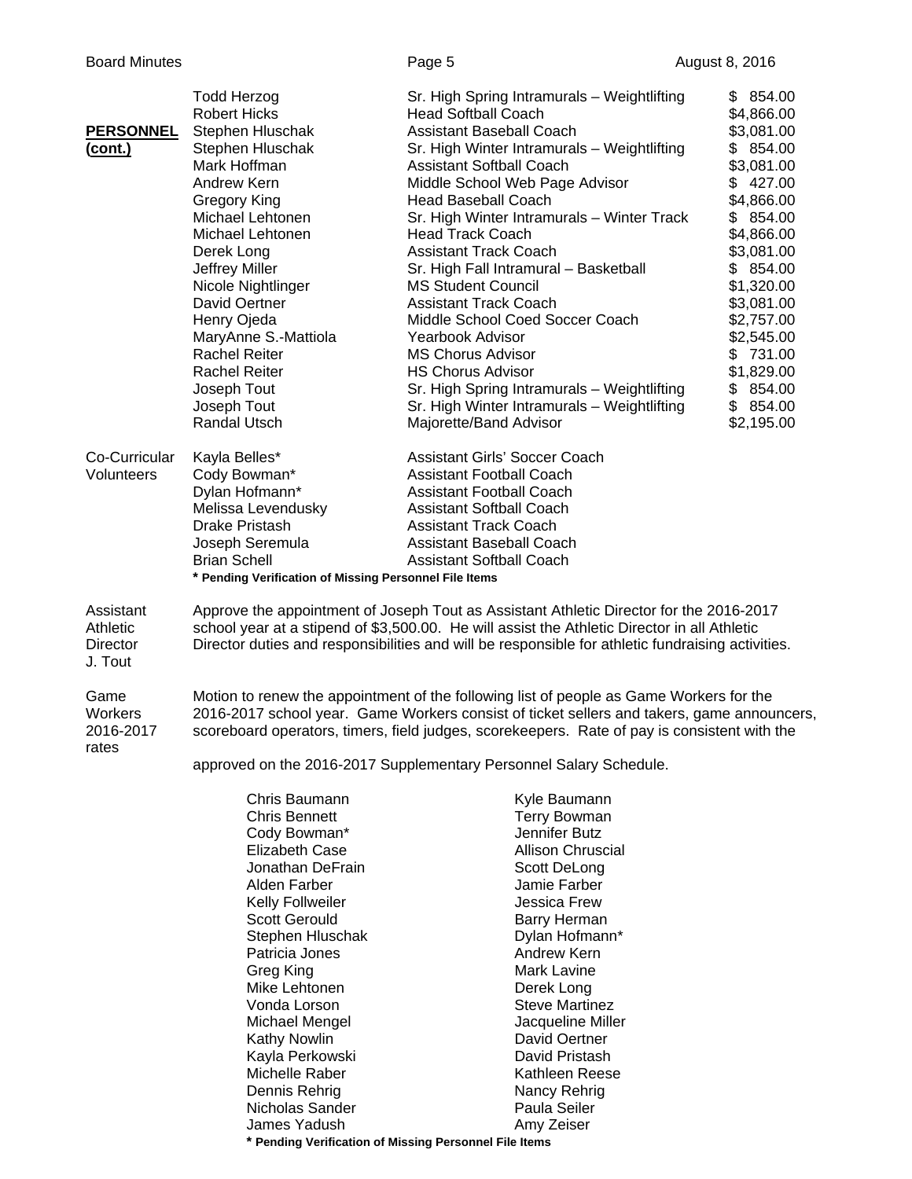**PERSONNEL (cont.)**

| Name | Position | Stipend |
|---|---|---|
| Todd Herzog | Sr. High Spring Intramurals – Weightlifting | $ 854.00 |
| Robert Hicks | Head Softball Coach | $4,866.00 |
| Stephen Hluschak | Assistant Baseball Coach | $3,081.00 |
| Stephen Hluschak | Sr. High Winter Intramurals – Weightlifting | $ 854.00 |
| Mark Hoffman | Assistant Softball Coach | $3,081.00 |
| Andrew Kern | Middle School Web Page Advisor | $ 427.00 |
| Gregory King | Head Baseball Coach | $4,866.00 |
| Michael Lehtonen | Sr. High Winter Intramurals – Winter Track | $ 854.00 |
| Michael Lehtonen | Head Track Coach | $4,866.00 |
| Derek Long | Assistant Track Coach | $3,081.00 |
| Jeffrey Miller | Sr. High Fall Intramural – Basketball | $ 854.00 |
| Nicole Nightlinger | MS Student Council | $1,320.00 |
| David Oertner | Assistant Track Coach | $3,081.00 |
| Henry Ojeda | Middle School Coed Soccer Coach | $2,757.00 |
| MaryAnne S.-Mattiola | Yearbook Advisor | $2,545.00 |
| Rachel Reiter | MS Chorus Advisor | $ 731.00 |
| Rachel Reiter | HS Chorus Advisor | $1,829.00 |
| Joseph Tout | Sr. High Spring Intramurals – Weightlifting | $ 854.00 |
| Joseph Tout | Sr. High Winter Intramurals – Weightlifting | $ 854.00 |
| Randal Utsch | Majorette/Band Advisor | $2,195.00 |

Co-Curricular Volunteers

| Name | Position |
|---|---|
| Kayla Belles* | Assistant Girls' Soccer Coach |
| Cody Bowman* | Assistant Football Coach |
| Dylan Hofmann* | Assistant Football Coach |
| Melissa Levendusky | Assistant Softball Coach |
| Drake Pristash | Assistant Track Coach |
| Joseph Seremula | Assistant Baseball Coach |
| Brian Schell | Assistant Softball Coach |

**\* Pending Verification of Missing Personnel File Items**

Assistant Athletic Director J. Tout

Approve the appointment of Joseph Tout as Assistant Athletic Director for the 2016-2017 school year at a stipend of $3,500.00. He will assist the Athletic Director in all Athletic Director duties and responsibilities and will be responsible for athletic fundraising activities.

Game Workers 2016-2017 rates

Motion to renew the appointment of the following list of people as Game Workers for the 2016-2017 school year. Game Workers consist of ticket sellers and takers, game announcers, scoreboard operators, timers, field judges, scorekeepers. Rate of pay is consistent with the approved on the 2016-2017 Supplementary Personnel Salary Schedule.

| | |
|---|---|
| Chris Baumann | Kyle Baumann |
| Chris Bennett | Terry Bowman |
| Cody Bowman* | Jennifer Butz |
| Elizabeth Case | Allison Chruscial |
| Jonathan DeFrain | Scott DeLong |
| Alden Farber | Jamie Farber |
| Kelly Follweiler | Jessica Frew |
| Scott Gerould | Barry Herman |
| Stephen Hluschak | Dylan Hofmann* |
| Patricia Jones | Andrew Kern |
| Greg King | Mark Lavine |
| Mike Lehtonen | Derek Long |
| Vonda Lorson | Steve Martinez |
| Michael Mengel | Jacqueline Miller |
| Kathy Nowlin | David Oertner |
| Kayla Perkowski | David Pristash |
| Michelle Raber | Kathleen Reese |
| Dennis Rehrig | Nancy Rehrig |
| Nicholas Sander | Paula Seiler |
| James Yadush | Amy Zeiser |

**\* Pending Verification of Missing Personnel File Items**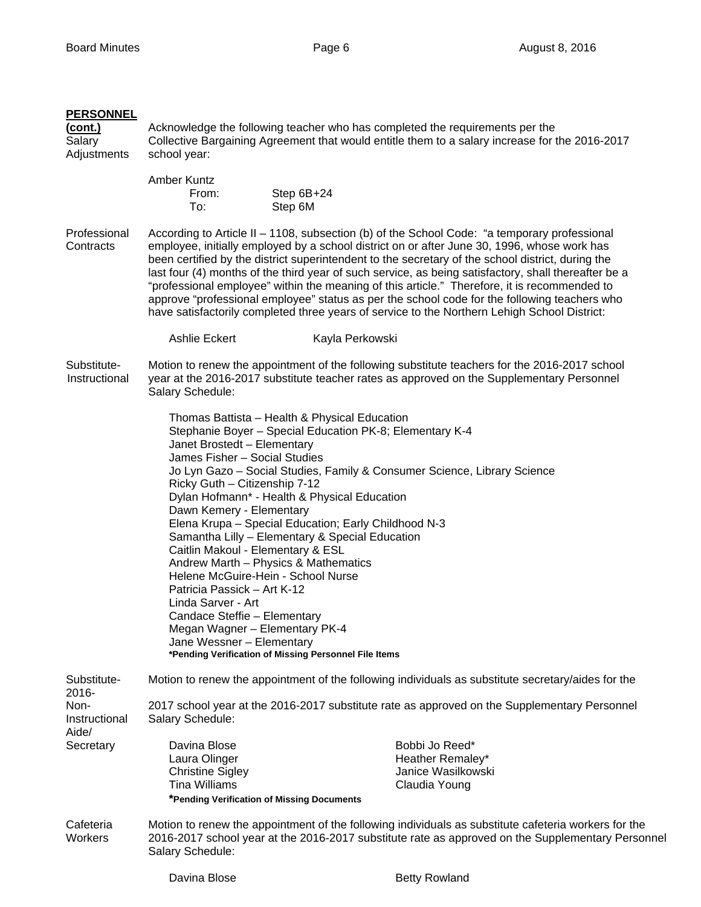**PERSONNEL (cont.)**

**Salary Adjustments**

Acknowledge the following teacher who has completed the requirements per the Collective Bargaining Agreement that would entitle them to a salary increase for the 2016-2017 school year:

Amber Kuntz
From: Step 6B+24
To: Step 6M

**Professional Contracts**

According to Article II – 1108, subsection (b) of the School Code: "a temporary professional employee, initially employed by a school district on or after June 30, 1996, whose work has been certified by the district superintendent to the secretary of the school district, during the last four (4) months of the third year of such service, as being satisfactory, shall thereafter be a "professional employee" within the meaning of this article." Therefore, it is recommended to approve "professional employee" status as per the school code for the following teachers who have satisfactorily completed three years of service to the Northern Lehigh School District:

Ashlie Eckert
Kayla Perkowski

**Substitute-Instructional**

Motion to renew the appointment of the following substitute teachers for the 2016-2017 school year at the 2016-2017 substitute teacher rates as approved on the Supplementary Personnel Salary Schedule:

Thomas Battista – Health & Physical Education
Stephanie Boyer – Special Education PK-8; Elementary K-4
Janet Brostedt – Elementary
James Fisher – Social Studies
Jo Lyn Gazo – Social Studies, Family & Consumer Science, Library Science
Ricky Guth – Citizenship 7-12
Dylan Hofmann* - Health & Physical Education
Dawn Kemery - Elementary
Elena Krupa – Special Education; Early Childhood N-3
Samantha Lilly – Elementary & Special Education
Caitlin Makoul - Elementary & ESL
Andrew Marth – Physics & Mathematics
Helene McGuire-Hein - School Nurse
Patricia Passick – Art K-12
Linda Sarver - Art
Candace Steffie – Elementary
Megan Wagner – Elementary PK-4
Jane Wessner – Elementary
**\*Pending Verification of Missing Personnel File Items**

**Substitute-2016-Non-Instructional Aide/Secretary**

Motion to renew the appointment of the following individuals as substitute secretary/aides for the 2016-2017 school year at the 2016-2017 substitute rate as approved on the Supplementary Personnel Salary Schedule:

Davina Blose
Laura Olinger
Christine Sigley
Tina Williams
Bobbi Jo Reed*
Heather Remaley*
Janice Wasilkowski
Claudia Young
**\*Pending Verification of Missing Documents**

**Cafeteria Workers**

Motion to renew the appointment of the following individuals as substitute cafeteria workers for the 2016-2017 school year at the 2016-2017 substitute rate as approved on the Supplementary Personnel Salary Schedule:

Davina Blose
Betty Rowland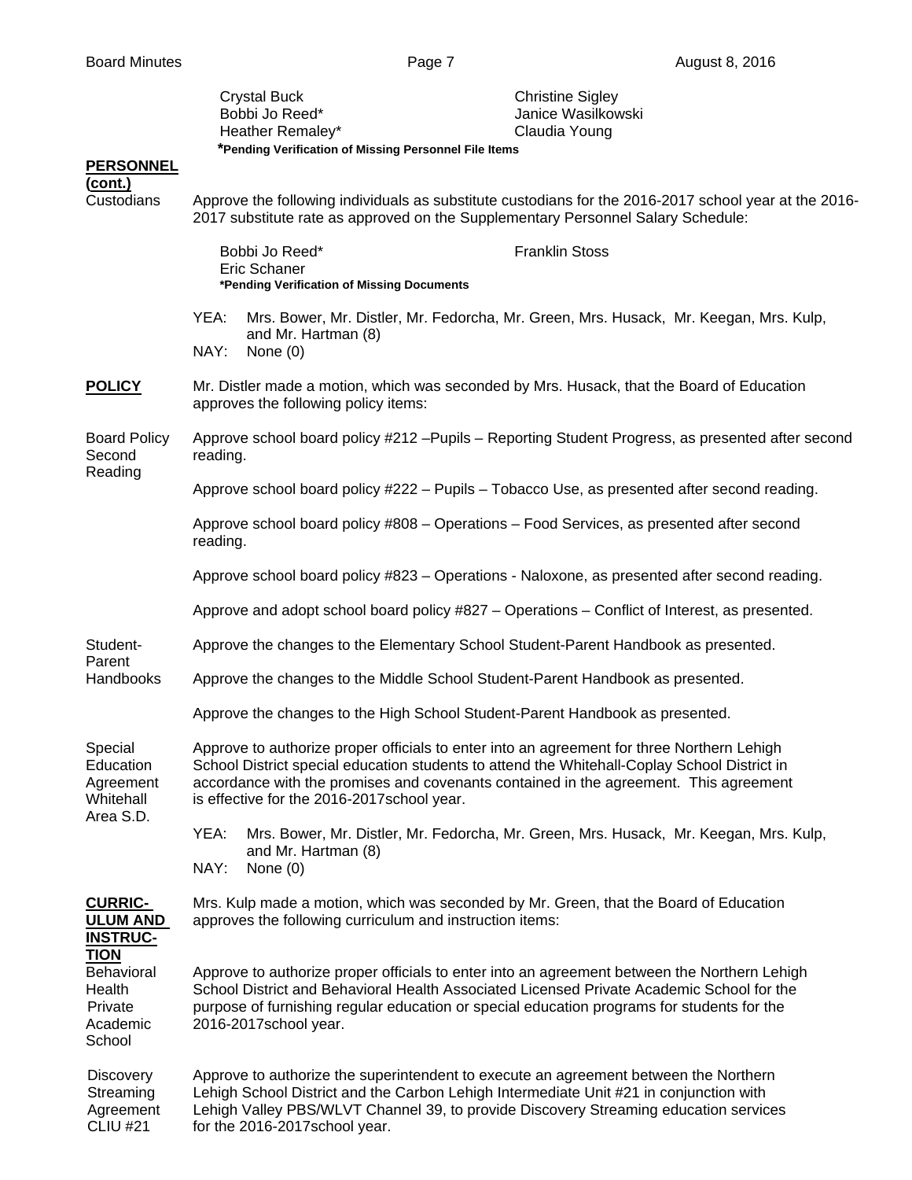| | |
|---|---|
| Crystal Buck | Christine Sigley |
| Bobbi Jo Reed* | Janice Wasilkowski |
| Heather Remaley* | Claudia Young |

***Pending Verification of Missing Personnel File Items**

**PERSONNEL (cont.)**

Custodians

Approve the following individuals as substitute custodians for the 2016-2017 school year at the 2016-2017 substitute rate as approved on the Supplementary Personnel Salary Schedule:

| | |
|---|---|
| Bobbi Jo Reed* | Franklin Stoss |
| Eric Schaner | |

***Pending Verification of Missing Documents**

YEA: Mrs. Bower, Mr. Distler, Mr. Fedorcha, Mr. Green, Mrs. Husack, Mr. Keegan, Mrs. Kulp, and Mr. Hartman (8)
NAY: None (0)

**POLICY**

Mr. Distler made a motion, which was seconded by Mrs. Husack, that the Board of Education approves the following policy items:

Board Policy Second Reading

Approve school board policy #212 –Pupils – Reporting Student Progress, as presented after second reading.

Approve school board policy #222 – Pupils – Tobacco Use, as presented after second reading.

Approve school board policy #808 – Operations – Food Services, as presented after second reading.

Approve school board policy #823 – Operations - Naloxone, as presented after second reading.

Approve and adopt school board policy #827 – Operations – Conflict of Interest, as presented.

Student-Parent Handbooks

Approve the changes to the Elementary School Student-Parent Handbook as presented.

Approve the changes to the Middle School Student-Parent Handbook as presented.

Approve the changes to the High School Student-Parent Handbook as presented.

Special Education Agreement Whitehall Area S.D.

Approve to authorize proper officials to enter into an agreement for three Northern Lehigh School District special education students to attend the Whitehall-Coplay School District in accordance with the promises and covenants contained in the agreement. This agreement is effective for the 2016-2017school year.

YEA: Mrs. Bower, Mr. Distler, Mr. Fedorcha, Mr. Green, Mrs. Husack, Mr. Keegan, Mrs. Kulp, and Mr. Hartman (8)
NAY: None (0)

**CURRICULUM AND INSTRUCTION**

Mrs. Kulp made a motion, which was seconded by Mr. Green, that the Board of Education approves the following curriculum and instruction items:

Behavioral Health Private Academic School

Approve to authorize proper officials to enter into an agreement between the Northern Lehigh School District and Behavioral Health Associated Licensed Private Academic School for the purpose of furnishing regular education or special education programs for students for the 2016-2017school year.

Discovery Streaming Agreement CLIU #21

Approve to authorize the superintendent to execute an agreement between the Northern Lehigh School District and the Carbon Lehigh Intermediate Unit #21 in conjunction with Lehigh Valley PBS/WLVT Channel 39, to provide Discovery Streaming education services for the 2016-2017school year.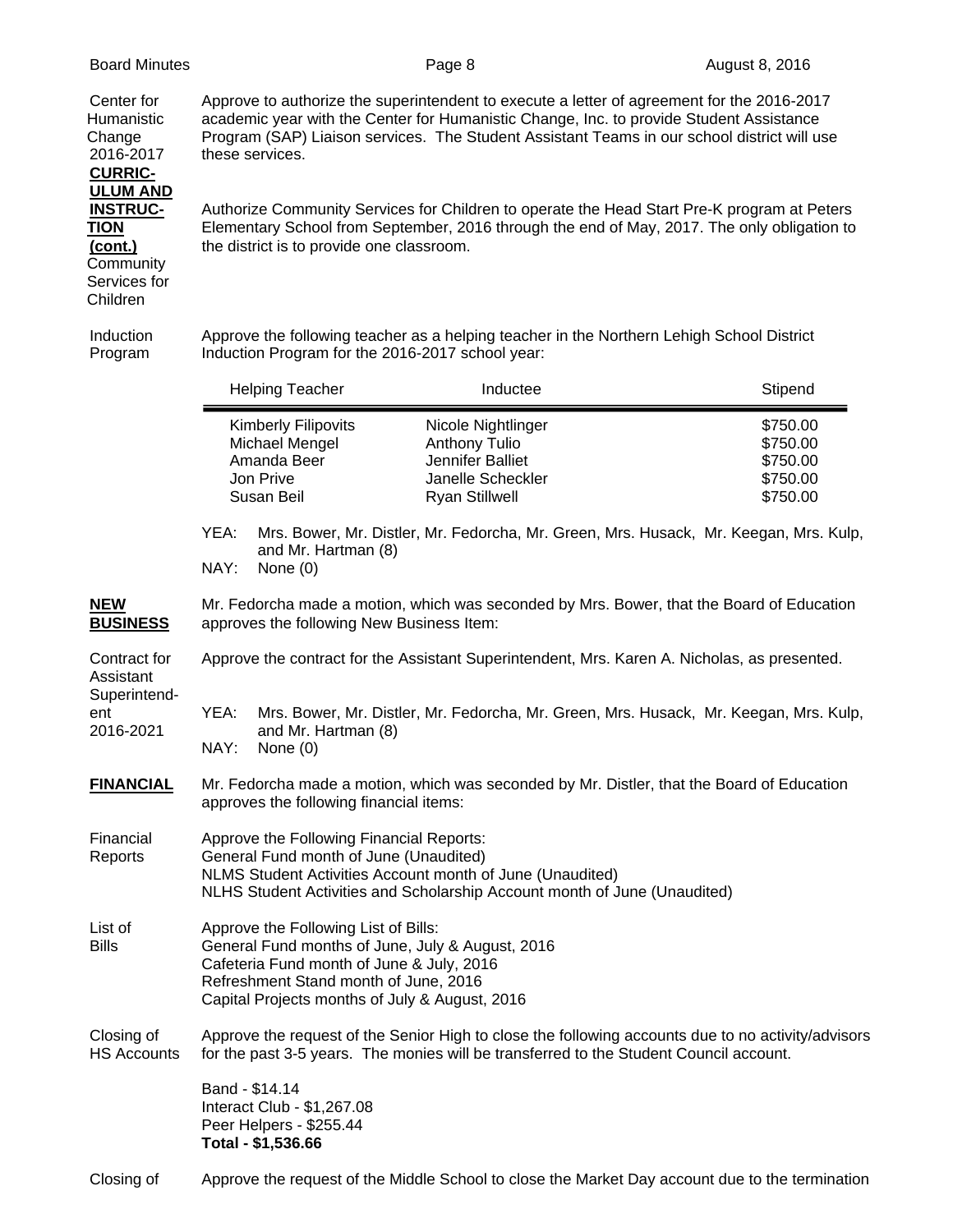Center for Humanistic Change 2016-2017

**CURRICULUM AND INSTRUCTION (cont.)**

Approve to authorize the superintendent to execute a letter of agreement for the 2016-2017 academic year with the Center for Humanistic Change, Inc. to provide Student Assistance Program (SAP) Liaison services. The Student Assistant Teams in our school district will use these services.

Community Services for Children

Authorize Community Services for Children to operate the Head Start Pre-K program at Peters Elementary School from September, 2016 through the end of May, 2017. The only obligation to the district is to provide one classroom.

Induction Program

Approve the following teacher as a helping teacher in the Northern Lehigh School District Induction Program for the 2016-2017 school year:

| Helping Teacher | Inductee | Stipend |
|---|---|---|
| Kimberly Filipovits | Nicole Nightlinger | $750.00 |
| Michael Mengel | Anthony Tulio | $750.00 |
| Amanda Beer | Jennifer Balliet | $750.00 |
| Jon Prive | Janelle Scheckler | $750.00 |
| Susan Beil | Ryan Stillwell | $750.00 |

YEA: Mrs. Bower, Mr. Distler, Mr. Fedorcha, Mr. Green, Mrs. Husack, Mr. Keegan, Mrs. Kulp, and Mr. Hartman (8)
NAY: None (0)

**NEW BUSINESS**

Mr. Fedorcha made a motion, which was seconded by Mrs. Bower, that the Board of Education approves the following New Business Item:

Contract for Assistant Superintendent 2016-2021

Approve the contract for the Assistant Superintendent, Mrs. Karen A. Nicholas, as presented.

YEA: Mrs. Bower, Mr. Distler, Mr. Fedorcha, Mr. Green, Mrs. Husack, Mr. Keegan, Mrs. Kulp, and Mr. Hartman (8)
NAY: None (0)

**FINANCIAL**

Mr. Fedorcha made a motion, which was seconded by Mr. Distler, that the Board of Education approves the following financial items:

Financial Reports

Approve the Following Financial Reports:
General Fund month of June (Unaudited)
NLMS Student Activities Account month of June (Unaudited)
NLHS Student Activities and Scholarship Account month of June (Unaudited)

List of Bills

Approve the Following List of Bills:
General Fund months of June, July & August, 2016
Cafeteria Fund month of June & July, 2016
Refreshment Stand month of June, 2016
Capital Projects months of July & August, 2016

Closing of HS Accounts

Approve the request of the Senior High to close the following accounts due to no activity/advisors for the past 3-5 years. The monies will be transferred to the Student Council account.

Band - $14.14
Interact Club - $1,267.08
Peer Helpers - $255.44
**Total - $1,536.66**

Closing of

Approve the request of the Middle School to close the Market Day account due to the termination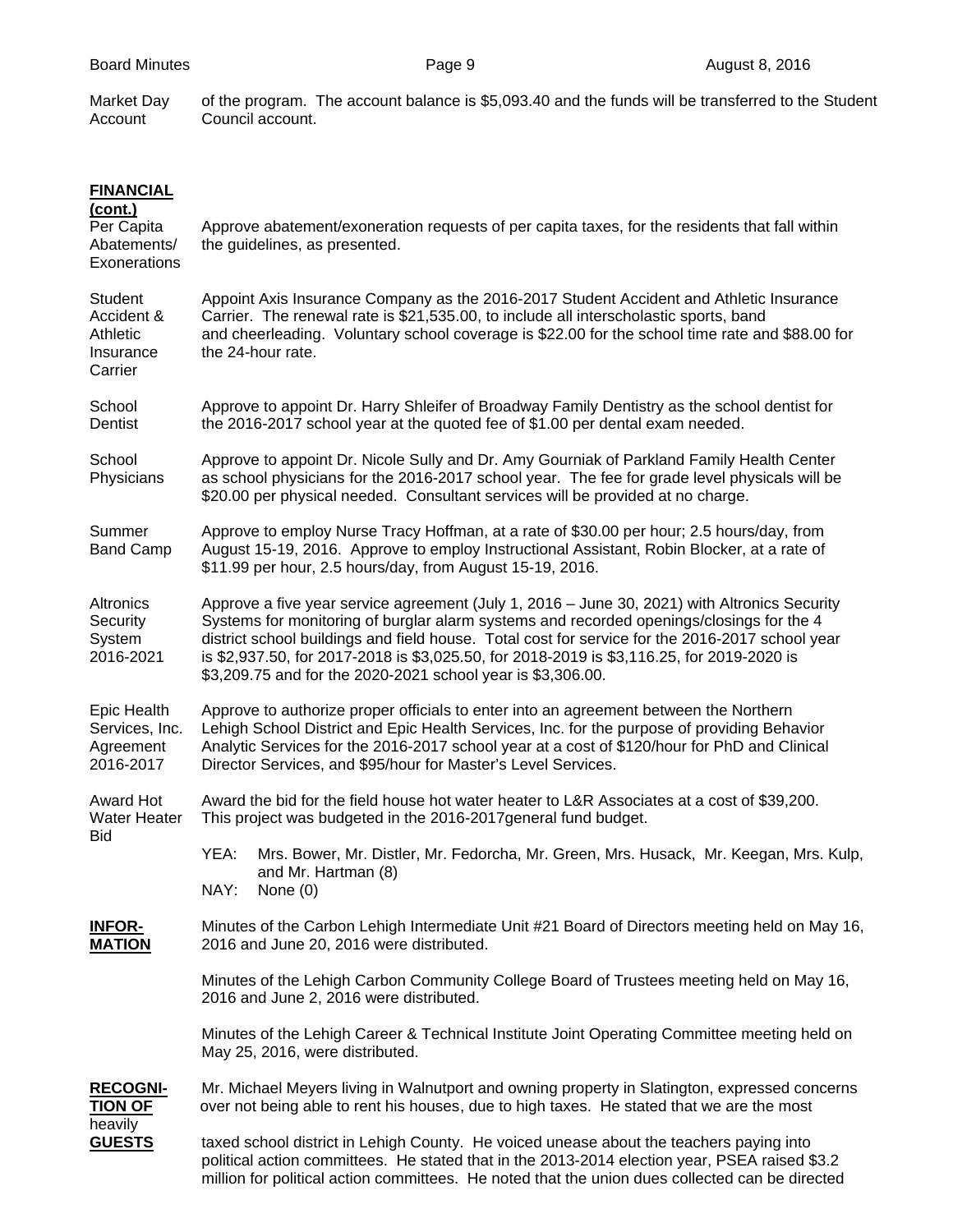Market Day Account — of the program. The account balance is $5,093.40 and the funds will be transferred to the Student Council account.

**FINANCIAL (cont.)**

Per Capita Abatements/ Exonerations — Approve abatement/exoneration requests of per capita taxes, for the residents that fall within the guidelines, as presented.

Student Accident & Athletic Insurance Carrier — Appoint Axis Insurance Company as the 2016-2017 Student Accident and Athletic Insurance Carrier. The renewal rate is $21,535.00, to include all interscholastic sports, band and cheerleading. Voluntary school coverage is $22.00 for the school time rate and $88.00 for the 24-hour rate.

School Dentist — Approve to appoint Dr. Harry Shleifer of Broadway Family Dentistry as the school dentist for the 2016-2017 school year at the quoted fee of $1.00 per dental exam needed.

School Physicians — Approve to appoint Dr. Nicole Sully and Dr. Amy Gourniak of Parkland Family Health Center as school physicians for the 2016-2017 school year. The fee for grade level physicals will be $20.00 per physical needed. Consultant services will be provided at no charge.

Summer Band Camp — Approve to employ Nurse Tracy Hoffman, at a rate of $30.00 per hour; 2.5 hours/day, from August 15-19, 2016. Approve to employ Instructional Assistant, Robin Blocker, at a rate of $11.99 per hour, 2.5 hours/day, from August 15-19, 2016.

Altronics Security System 2016-2021 — Approve a five year service agreement (July 1, 2016 – June 30, 2021) with Altronics Security Systems for monitoring of burglar alarm systems and recorded openings/closings for the 4 district school buildings and field house. Total cost for service for the 2016-2017 school year is $2,937.50, for 2017-2018 is $3,025.50, for 2018-2019 is $3,116.25, for 2019-2020 is $3,209.75 and for the 2020-2021 school year is $3,306.00.

Epic Health Services, Inc. Agreement 2016-2017 — Approve to authorize proper officials to enter into an agreement between the Northern Lehigh School District and Epic Health Services, Inc. for the purpose of providing Behavior Analytic Services for the 2016-2017 school year at a cost of $120/hour for PhD and Clinical Director Services, and $95/hour for Master's Level Services.

Award Hot Water Heater Bid — Award the bid for the field house hot water heater to L&R Associates at a cost of $39,200. This project was budgeted in the 2016-2017general fund budget.

YEA: Mrs. Bower, Mr. Distler, Mr. Fedorcha, Mr. Green, Mrs. Husack, Mr. Keegan, Mrs. Kulp, and Mr. Hartman (8)
NAY: None (0)

**INFOR-MATION**

Minutes of the Carbon Lehigh Intermediate Unit #21 Board of Directors meeting held on May 16, 2016 and June 20, 2016 were distributed.

Minutes of the Lehigh Carbon Community College Board of Trustees meeting held on May 16, 2016 and June 2, 2016 were distributed.

Minutes of the Lehigh Career & Technical Institute Joint Operating Committee meeting held on May 25, 2016, were distributed.

**RECOGNI-TION OF GUESTS**

Mr. Michael Meyers living in Walnutport and owning property in Slatington, expressed concerns over not being able to rent his houses, due to high taxes. He stated that we are the most heavily taxed school district in Lehigh County. He voiced unease about the teachers paying into political action committees. He stated that in the 2013-2014 election year, PSEA raised $3.2 million for political action committees. He noted that the union dues collected can be directed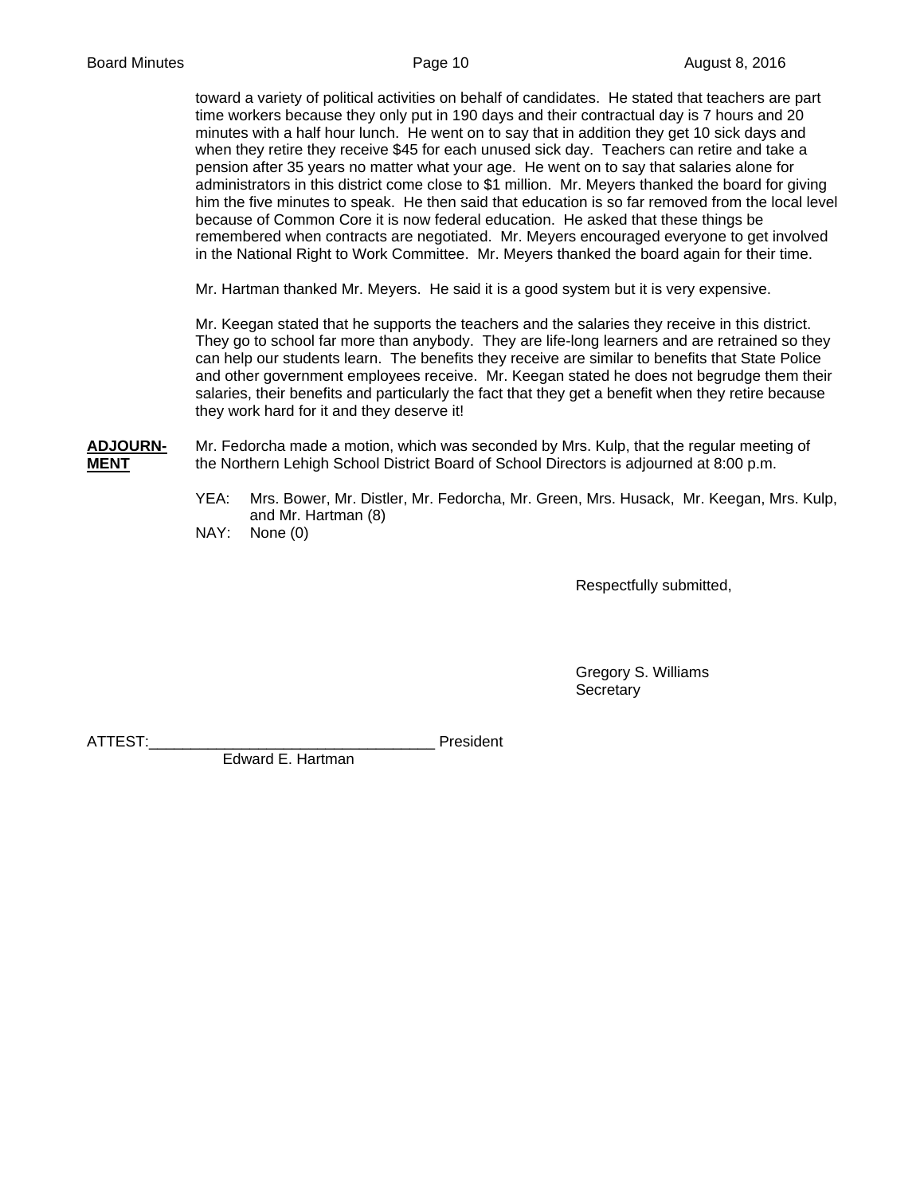toward a variety of political activities on behalf of candidates. He stated that teachers are part time workers because they only put in 190 days and their contractual day is 7 hours and 20 minutes with a half hour lunch. He went on to say that in addition they get 10 sick days and when they retire they receive $45 for each unused sick day. Teachers can retire and take a pension after 35 years no matter what your age. He went on to say that salaries alone for administrators in this district come close to $1 million. Mr. Meyers thanked the board for giving him the five minutes to speak. He then said that education is so far removed from the local level because of Common Core it is now federal education. He asked that these things be remembered when contracts are negotiated. Mr. Meyers encouraged everyone to get involved in the National Right to Work Committee. Mr. Meyers thanked the board again for their time.

Mr. Hartman thanked Mr. Meyers. He said it is a good system but it is very expensive.

Mr. Keegan stated that he supports the teachers and the salaries they receive in this district. They go to school far more than anybody. They are life-long learners and are retrained so they can help our students learn. The benefits they receive are similar to benefits that State Police and other government employees receive. Mr. Keegan stated he does not begrudge them their salaries, their benefits and particularly the fact that they get a benefit when they retire because they work hard for it and they deserve it!

**ADJOURNMENT**

Mr. Fedorcha made a motion, which was seconded by Mrs. Kulp, that the regular meeting of the Northern Lehigh School District Board of School Directors is adjourned at 8:00 p.m.

YEA: Mrs. Bower, Mr. Distler, Mr. Fedorcha, Mr. Green, Mrs. Husack, Mr. Keegan, Mrs. Kulp, and Mr. Hartman (8)
NAY: None (0)

Respectfully submitted,

Gregory S. Williams
Secretary

ATTEST:_________________________________ President
Edward E. Hartman